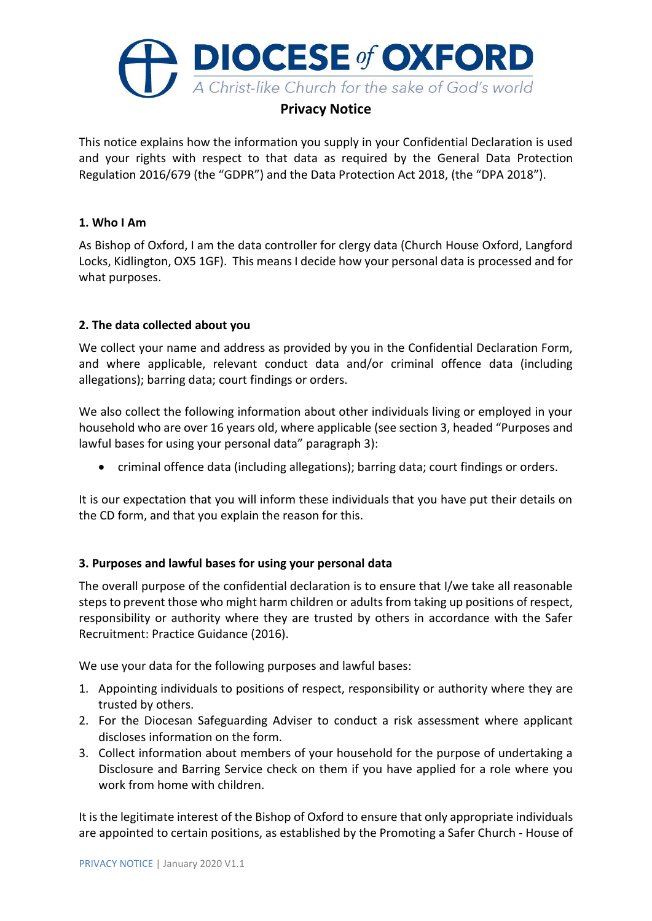# DIOCESE of OXFORD

*A Christ-like Church for the sake of God's world*

## Privacy Notice

This notice explains how the information you supply in your Confidential Declaration is used and your rights with respect to that data as required by the General Data Protection Regulation 2016/679 (the "GDPR") and the Data Protection Act 2018, (the "DPA 2018").

### 1. Who I Am

As Bishop of Oxford, I am the data controller for clergy data (Church House Oxford, Langford Locks, Kidlington, OX5 1GF). This means I decide how your personal data is processed and for what purposes.

### 2. The data collected about you

We collect your name and address as provided by you in the Confidential Declaration Form, and where applicable, relevant conduct data and/or criminal offence data (including allegations); barring data; court findings or orders.

We also collect the following information about other individuals living or employed in your household who are over 16 years old, where applicable (see section 3, headed "Purposes and lawful bases for using your personal data" paragraph 3):

- criminal offence data (including allegations); barring data; court findings or orders.

It is our expectation that you will inform these individuals that you have put their details on the CD form, and that you explain the reason for this.

### 3. Purposes and lawful bases for using your personal data

The overall purpose of the confidential declaration is to ensure that I/we take all reasonable steps to prevent those who might harm children or adults from taking up positions of respect, responsibility or authority where they are trusted by others in accordance with the Safer Recruitment: Practice Guidance (2016).

We use your data for the following purposes and lawful bases:

1. Appointing individuals to positions of respect, responsibility or authority where they are trusted by others.
2. For the Diocesan Safeguarding Adviser to conduct a risk assessment where applicant discloses information on the form.
3. Collect information about members of your household for the purpose of undertaking a Disclosure and Barring Service check on them if you have applied for a role where you work from home with children.

It is the legitimate interest of the Bishop of Oxford to ensure that only appropriate individuals are appointed to certain positions, as established by the Promoting a Safer Church - House of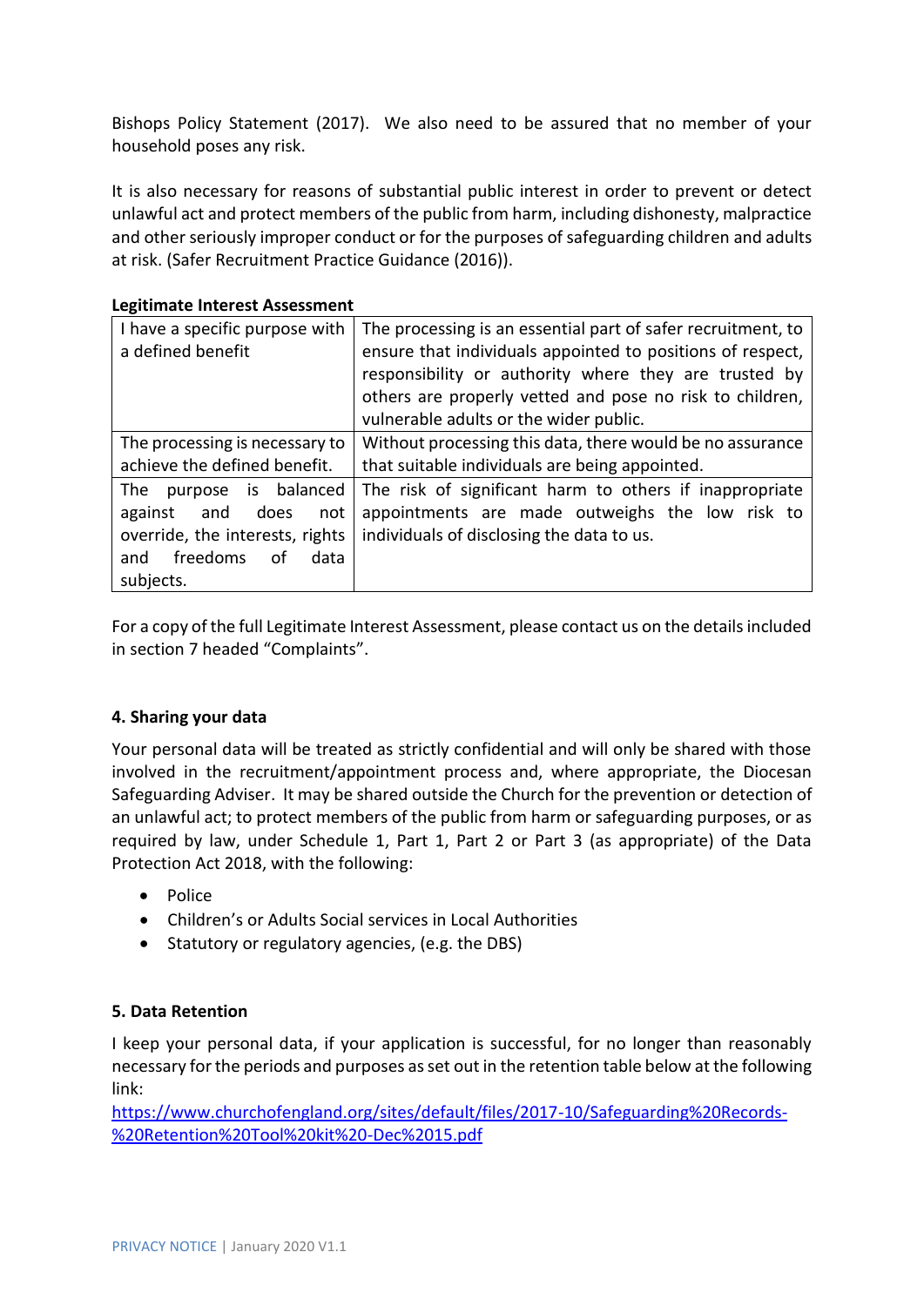Bishops Policy Statement (2017). We also need to be assured that no member of your household poses any risk.

It is also necessary for reasons of substantial public interest in order to prevent or detect unlawful act and protect members of the public from harm, including dishonesty, malpractice and other seriously improper conduct or for the purposes of safeguarding children and adults at risk. (Safer Recruitment Practice Guidance (2016)).

**Legitimate Interest Assessment**

| | |
|---|---|
| I have a specific purpose with a defined benefit | The processing is an essential part of safer recruitment, to ensure that individuals appointed to positions of respect, responsibility or authority where they are trusted by others are properly vetted and pose no risk to children, vulnerable adults or the wider public. |
| The processing is necessary to achieve the defined benefit. | Without processing this data, there would be no assurance that suitable individuals are being appointed. |
| The purpose is balanced against and does not override, the interests, rights and freedoms of data subjects. | The risk of significant harm to others if inappropriate appointments are made outweighs the low risk to individuals of disclosing the data to us. |

For a copy of the full Legitimate Interest Assessment, please contact us on the details included in section 7 headed "Complaints".

#### 4. Sharing your data

Your personal data will be treated as strictly confidential and will only be shared with those involved in the recruitment/appointment process and, where appropriate, the Diocesan Safeguarding Adviser. It may be shared outside the Church for the prevention or detection of an unlawful act; to protect members of the public from harm or safeguarding purposes, or as required by law, under Schedule 1, Part 1, Part 2 or Part 3 (as appropriate) of the Data Protection Act 2018, with the following:

- Police
- Children's or Adults Social services in Local Authorities
- Statutory or regulatory agencies, (e.g. the DBS)

#### 5. Data Retention

I keep your personal data, if your application is successful, for no longer than reasonably necessary for the periods and purposes as set out in the retention table below at the following link:
https://www.churchofengland.org/sites/default/files/2017-10/Safeguarding%20Records-%20Retention%20Tool%20kit%20-Dec%2015.pdf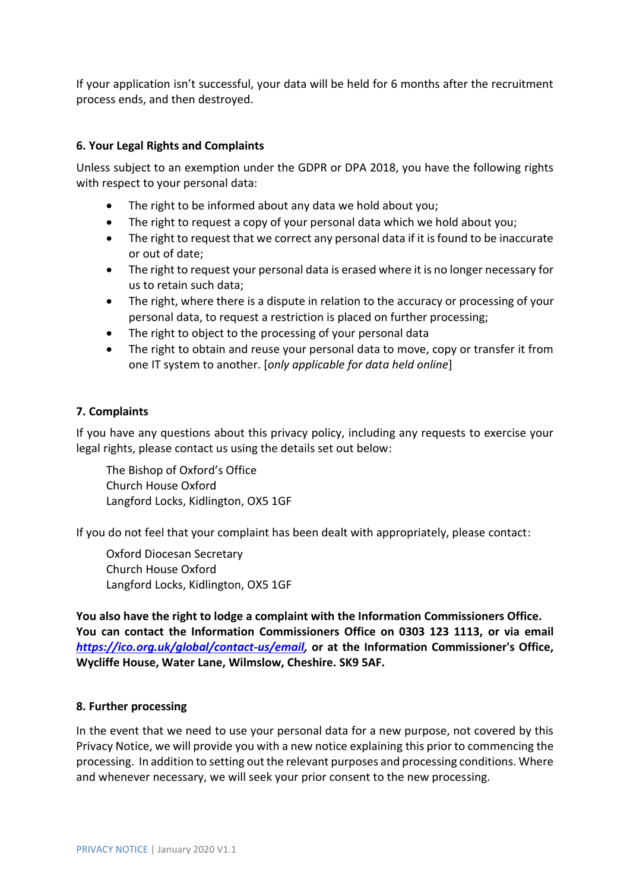If your application isn't successful, your data will be held for 6 months after the recruitment process ends, and then destroyed.

### 6. Your Legal Rights and Complaints

Unless subject to an exemption under the GDPR or DPA 2018, you have the following rights with respect to your personal data:

- The right to be informed about any data we hold about you;
- The right to request a copy of your personal data which we hold about you;
- The right to request that we correct any personal data if it is found to be inaccurate or out of date;
- The right to request your personal data is erased where it is no longer necessary for us to retain such data;
- The right, where there is a dispute in relation to the accuracy or processing of your personal data, to request a restriction is placed on further processing;
- The right to object to the processing of your personal data
- The right to obtain and reuse your personal data to move, copy or transfer it from one IT system to another. [*only applicable for data held online*]

### 7. Complaints

If you have any questions about this privacy policy, including any requests to exercise your legal rights, please contact us using the details set out below:

> The Bishop of Oxford's Office
> Church House Oxford
> Langford Locks, Kidlington, OX5 1GF

If you do not feel that your complaint has been dealt with appropriately, please contact:

> Oxford Diocesan Secretary
> Church House Oxford
> Langford Locks, Kidlington, OX5 1GF

**You also have the right to lodge a complaint with the Information Commissioners Office. You can contact the Information Commissioners Office on 0303 123 1113, or via email *https://ico.org.uk/global/contact-us/email*, or at the Information Commissioner's Office, Wycliffe House, Water Lane, Wilmslow, Cheshire. SK9 5AF.**

### 8. Further processing

In the event that we need to use your personal data for a new purpose, not covered by this Privacy Notice, we will provide you with a new notice explaining this prior to commencing the processing. In addition to setting out the relevant purposes and processing conditions. Where and whenever necessary, we will seek your prior consent to the new processing.